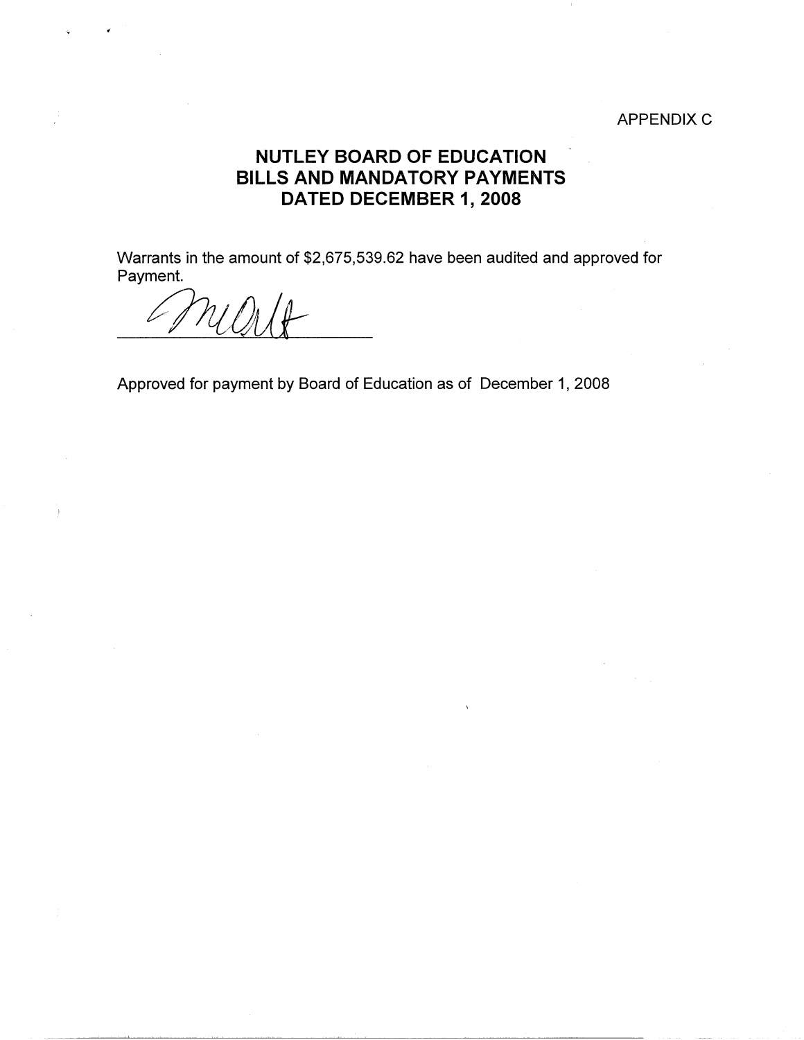APPENDIX C

# NUTLEY BOARD OF EDUCATION
# BILLS AND MANDATORY PAYMENTS
# DATED DECEMBER 1, 2008

Warrants in the amount of $2,675,539.62 have been audited and approved for Payment.

_______________________

Approved for payment by Board of Education as of December 1, 2008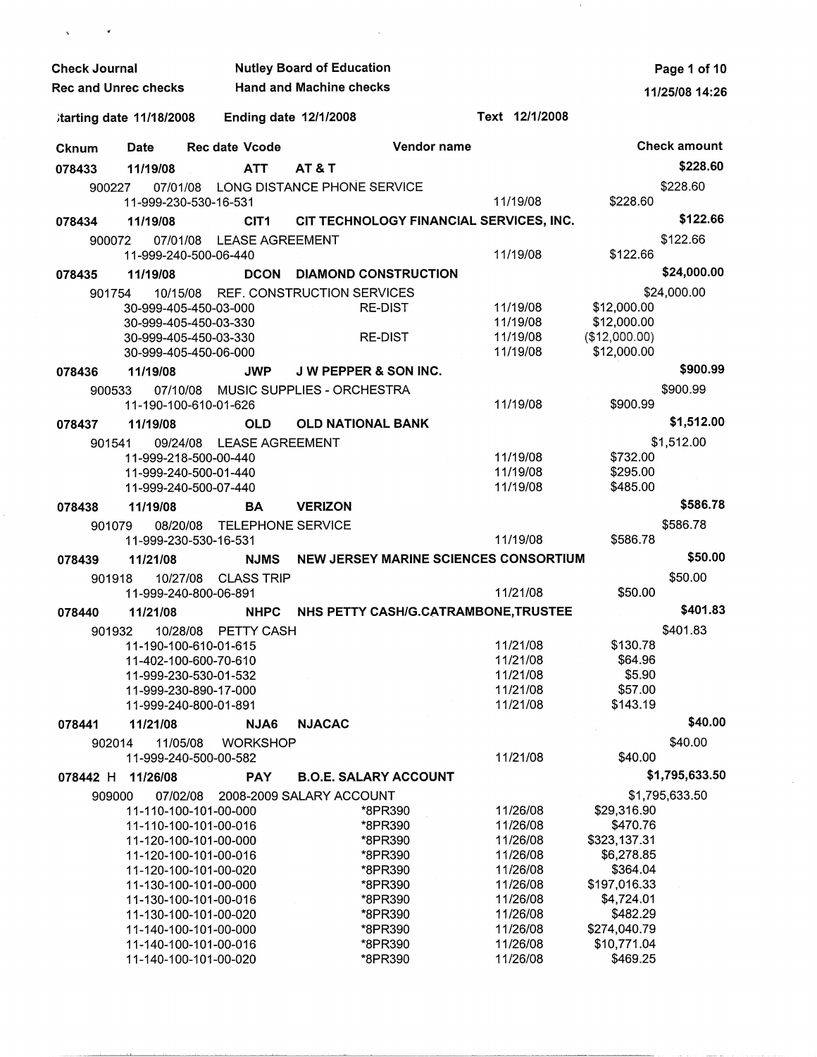**Check Journal** | **Nutley Board of Education**
**Rec and Unrec checks** | **Hand and Machine checks**

11/25/08 14:26

**Starting date 11/18/2008** **Ending date 12/1/2008** **Text 12/1/2008**

| Cknum | Date | Rec date | Vcode | Vendor name | | | Check amount |
|---|---|---|---|---|---|---|---|
| **078433** | **11/19/08** | | **ATT** | **AT & T** | | | **$228.60** |
| 900227 | 07/01/08 | | | LONG DISTANCE PHONE SERVICE | | | $228.60 |
| | 11-999-230-530-16-531 | | | | 11/19/08 | $228.60 | |
| **078434** | **11/19/08** | | **CIT1** | **CIT TECHNOLOGY FINANCIAL SERVICES, INC.** | | | **$122.66** |
| 900072 | 07/01/08 | | | LEASE AGREEMENT | | | $122.66 |
| | 11-999-240-500-06-440 | | | | 11/19/08 | $122.66 | |
| **078435** | **11/19/08** | | **DCON** | **DIAMOND CONSTRUCTION** | | | **$24,000.00** |
| 901754 | 10/15/08 | | | REF. CONSTRUCTION SERVICES | | | $24,000.00 |
| | 30-999-405-450-03-000 | | | RE-DIST | 11/19/08 | $12,000.00 | |
| | 30-999-405-450-03-330 | | | | 11/19/08 | $12,000.00 | |
| | 30-999-405-450-03-330 | | | RE-DIST | 11/19/08 | ($12,000.00) | |
| | 30-999-405-450-06-000 | | | | 11/19/08 | $12,000.00 | |
| **078436** | **11/19/08** | | **JWP** | **J W PEPPER & SON INC.** | | | **$900.99** |
| 900533 | 07/10/08 | | | MUSIC SUPPLIES - ORCHESTRA | | | $900.99 |
| | 11-190-100-610-01-626 | | | | 11/19/08 | $900.99 | |
| **078437** | **11/19/08** | | **OLD** | **OLD NATIONAL BANK** | | | **$1,512.00** |
| 901541 | 09/24/08 | | | LEASE AGREEMENT | | | $1,512.00 |
| | 11-999-218-500-00-440 | | | | 11/19/08 | $732.00 | |
| | 11-999-240-500-01-440 | | | | 11/19/08 | $295.00 | |
| | 11-999-240-500-07-440 | | | | 11/19/08 | $485.00 | |
| **078438** | **11/19/08** | | **BA** | **VERIZON** | | | **$586.78** |
| 901079 | 08/20/08 | | | TELEPHONE SERVICE | | | $586.78 |
| | 11-999-230-530-16-531 | | | | 11/19/08 | $586.78 | |
| **078439** | **11/21/08** | | **NJMS** | **NEW JERSEY MARINE SCIENCES CONSORTIUM** | | | **$50.00** |
| 901918 | 10/27/08 | | | CLASS TRIP | | | $50.00 |
| | 11-999-240-800-06-891 | | | | 11/21/08 | $50.00 | |
| **078440** | **11/21/08** | | **NHPC** | **NHS PETTY CASH/G.CATRAMBONE,TRUSTEE** | | | **$401.83** |
| 901932 | 10/28/08 | | | PETTY CASH | | | $401.83 |
| | 11-190-100-610-01-615 | | | | 11/21/08 | $130.78 | |
| | 11-402-100-600-70-610 | | | | 11/21/08 | $64.96 | |
| | 11-999-230-530-01-532 | | | | 11/21/08 | $5.90 | |
| | 11-999-230-890-17-000 | | | | 11/21/08 | $57.00 | |
| | 11-999-240-800-01-891 | | | | 11/21/08 | $143.19 | |
| **078441** | **11/21/08** | | **NJA6** | **NJACAC** | | | **$40.00** |
| 902014 | 11/05/08 | | | WORKSHOP | | | $40.00 |
| | 11-999-240-500-00-582 | | | | 11/21/08 | $40.00 | |
| **078442 H** | **11/26/08** | | **PAY** | **B.O.E. SALARY ACCOUNT** | | | **$1,795,633.50** |
| 909000 | 07/02/08 | | | 2008-2009 SALARY ACCOUNT | | | $1,795,633.50 |
| | 11-110-100-101-00-000 | | | *8PR390 | 11/26/08 | $29,316.90 | |
| | 11-110-100-101-00-016 | | | *8PR390 | 11/26/08 | $470.76 | |
| | 11-120-100-101-00-000 | | | *8PR390 | 11/26/08 | $323,137.31 | |
| | 11-120-100-101-00-016 | | | *8PR390 | 11/26/08 | $6,278.85 | |
| | 11-120-100-101-00-020 | | | *8PR390 | 11/26/08 | $364.04 | |
| | 11-130-100-101-00-000 | | | *8PR390 | 11/26/08 | $197,016.33 | |
| | 11-130-100-101-00-016 | | | *8PR390 | 11/26/08 | $4,724.01 | |
| | 11-130-100-101-00-020 | | | *8PR390 | 11/26/08 | $482.29 | |
| | 11-140-100-101-00-000 | | | *8PR390 | 11/26/08 | $274,040.79 | |
| | 11-140-100-101-00-016 | | | *8PR390 | 11/26/08 | $10,771.04 | |
| | 11-140-100-101-00-020 | | | *8PR390 | 11/26/08 | $469.25 | |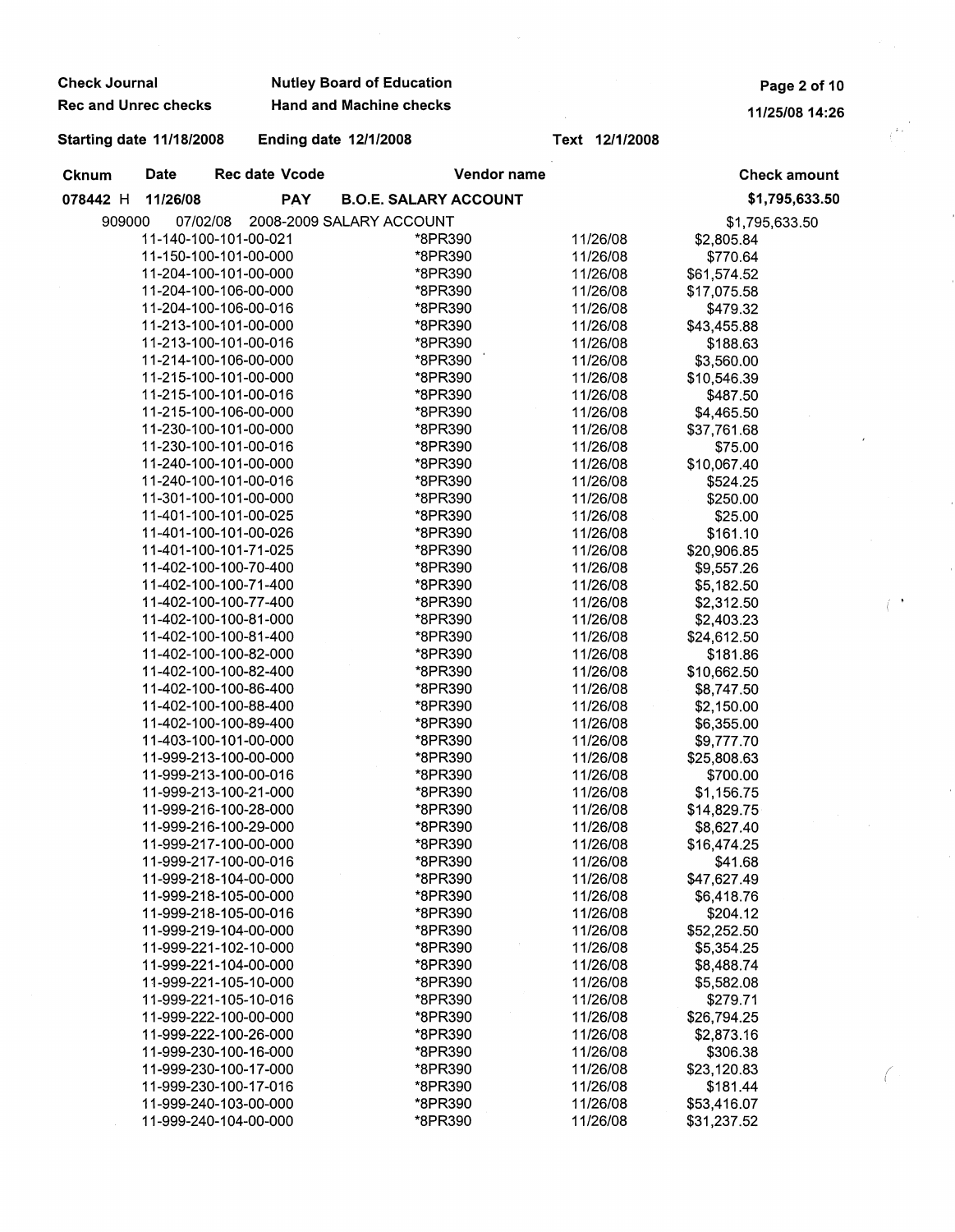**Check Journal** **Nutley Board of Education**

**Rec and Unrec checks** **Hand and Machine checks**

**Starting date 11/18/2008** **Ending date 12/1/2008** **Text 12/1/2008**

| Cknum | Date | Rec date Vcode | Vendor name | | Check amount |
|---|---|---|---|---|---|
| **078442 H** | **11/26/08** | **PAY** | **B.O.E. SALARY ACCOUNT** | | **$1,795,633.50** |
| 909000 | 07/02/08 | 2008-2009 SALARY ACCOUNT | | | $1,795,633.50 |
| | 11-140-100-101-00-021 | | *8PR390 | 11/26/08 | $2,805.84 |
| | 11-150-100-101-00-000 | | *8PR390 | 11/26/08 | $770.64 |
| | 11-204-100-101-00-000 | | *8PR390 | 11/26/08 | $61,574.52 |
| | 11-204-100-106-00-000 | | *8PR390 | 11/26/08 | $17,075.58 |
| | 11-204-100-106-00-016 | | *8PR390 | 11/26/08 | $479.32 |
| | 11-213-100-101-00-000 | | *8PR390 | 11/26/08 | $43,455.88 |
| | 11-213-100-101-00-016 | | *8PR390 | 11/26/08 | $188.63 |
| | 11-214-100-106-00-000 | | *8PR390 | 11/26/08 | $3,560.00 |
| | 11-215-100-101-00-000 | | *8PR390 | 11/26/08 | $10,546.39 |
| | 11-215-100-101-00-016 | | *8PR390 | 11/26/08 | $487.50 |
| | 11-215-100-106-00-000 | | *8PR390 | 11/26/08 | $4,465.50 |
| | 11-230-100-101-00-000 | | *8PR390 | 11/26/08 | $37,761.68 |
| | 11-230-100-101-00-016 | | *8PR390 | 11/26/08 | $75.00 |
| | 11-240-100-101-00-000 | | *8PR390 | 11/26/08 | $10,067.40 |
| | 11-240-100-101-00-016 | | *8PR390 | 11/26/08 | $524.25 |
| | 11-301-100-101-00-000 | | *8PR390 | 11/26/08 | $250.00 |
| | 11-401-100-101-00-025 | | *8PR390 | 11/26/08 | $25.00 |
| | 11-401-100-101-00-026 | | *8PR390 | 11/26/08 | $161.10 |
| | 11-401-100-101-71-025 | | *8PR390 | 11/26/08 | $20,906.85 |
| | 11-402-100-100-70-400 | | *8PR390 | 11/26/08 | $9,557.26 |
| | 11-402-100-100-71-400 | | *8PR390 | 11/26/08 | $5,182.50 |
| | 11-402-100-100-77-400 | | *8PR390 | 11/26/08 | $2,312.50 |
| | 11-402-100-100-81-000 | | *8PR390 | 11/26/08 | $2,403.23 |
| | 11-402-100-100-81-400 | | *8PR390 | 11/26/08 | $24,612.50 |
| | 11-402-100-100-82-000 | | *8PR390 | 11/26/08 | $181.86 |
| | 11-402-100-100-82-400 | | *8PR390 | 11/26/08 | $10,662.50 |
| | 11-402-100-100-86-400 | | *8PR390 | 11/26/08 | $8,747.50 |
| | 11-402-100-100-88-400 | | *8PR390 | 11/26/08 | $2,150.00 |
| | 11-402-100-100-89-400 | | *8PR390 | 11/26/08 | $6,355.00 |
| | 11-403-100-101-00-000 | | *8PR390 | 11/26/08 | $9,777.70 |
| | 11-999-213-100-00-000 | | *8PR390 | 11/26/08 | $25,808.63 |
| | 11-999-213-100-00-016 | | *8PR390 | 11/26/08 | $700.00 |
| | 11-999-213-100-21-000 | | *8PR390 | 11/26/08 | $1,156.75 |
| | 11-999-216-100-28-000 | | *8PR390 | 11/26/08 | $14,829.75 |
| | 11-999-216-100-29-000 | | *8PR390 | 11/26/08 | $8,627.40 |
| | 11-999-217-100-00-000 | | *8PR390 | 11/26/08 | $16,474.25 |
| | 11-999-217-100-00-016 | | *8PR390 | 11/26/08 | $41.68 |
| | 11-999-218-104-00-000 | | *8PR390 | 11/26/08 | $47,627.49 |
| | 11-999-218-105-00-000 | | *8PR390 | 11/26/08 | $6,418.76 |
| | 11-999-218-105-00-016 | | *8PR390 | 11/26/08 | $204.12 |
| | 11-999-219-104-00-000 | | *8PR390 | 11/26/08 | $52,252.50 |
| | 11-999-221-102-10-000 | | *8PR390 | 11/26/08 | $5,354.25 |
| | 11-999-221-104-00-000 | | *8PR390 | 11/26/08 | $8,488.74 |
| | 11-999-221-105-10-000 | | *8PR390 | 11/26/08 | $5,582.08 |
| | 11-999-221-105-10-016 | | *8PR390 | 11/26/08 | $279.71 |
| | 11-999-222-100-00-000 | | *8PR390 | 11/26/08 | $26,794.25 |
| | 11-999-222-100-26-000 | | *8PR390 | 11/26/08 | $2,873.16 |
| | 11-999-230-100-16-000 | | *8PR390 | 11/26/08 | $306.38 |
| | 11-999-230-100-17-000 | | *8PR390 | 11/26/08 | $23,120.83 |
| | 11-999-230-100-17-016 | | *8PR390 | 11/26/08 | $181.44 |
| | 11-999-240-103-00-000 | | *8PR390 | 11/26/08 | $53,416.07 |
| | 11-999-240-104-00-000 | | *8PR390 | 11/26/08 | $31,237.52 |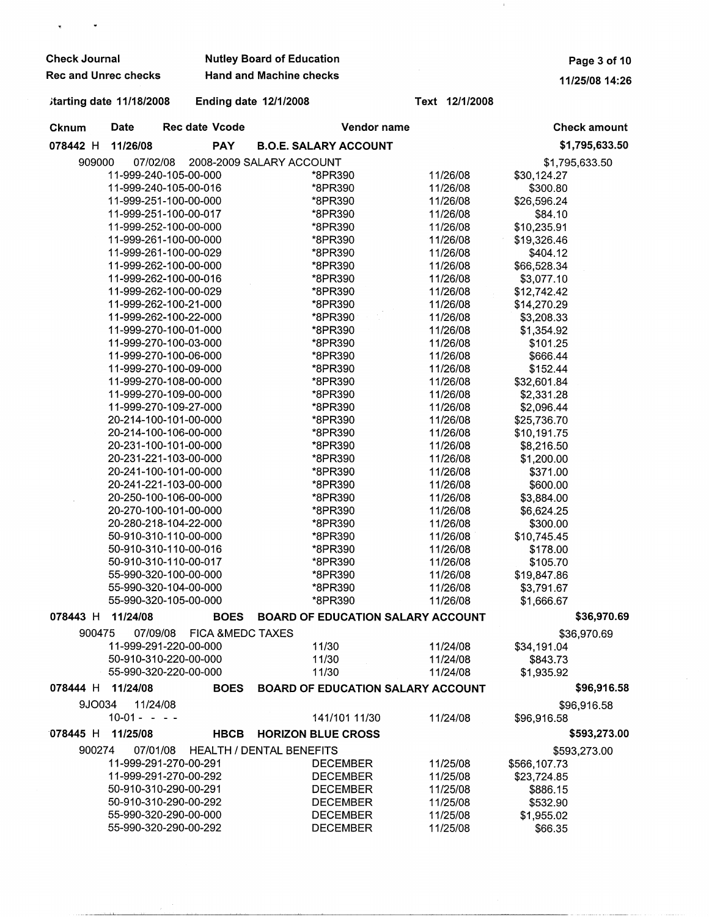**Check Journal** | **Nutley Board of Education**

**Rec and Unrec checks** | **Hand and Machine checks**

**Starting date 11/18/2008** | **Ending date 12/1/2008** | **Text 12/1/2008**

| Cknum | Date | Rec date | Vcode | Vendor name | | | Check amount |
|---|---|---|---|---|---|---|---|
| **078442 H** | **11/26/08** | | **PAY** | **B.O.E. SALARY ACCOUNT** | | | **$1,795,633.50** |
| 909000 | 07/02/08 | 2008-2009 SALARY ACCOUNT | | | | | $1,795,633.50 |
| | 11-999-240-105-00-000 | | | *8PR390 | 11/26/08 | $30,124.27 | |
| | 11-999-240-105-00-016 | | | *8PR390 | 11/26/08 | $300.80 | |
| | 11-999-251-100-00-000 | | | *8PR390 | 11/26/08 | $26,596.24 | |
| | 11-999-251-100-00-017 | | | *8PR390 | 11/26/08 | $84.10 | |
| | 11-999-252-100-00-000 | | | *8PR390 | 11/26/08 | $10,235.91 | |
| | 11-999-261-100-00-000 | | | *8PR390 | 11/26/08 | $19,326.46 | |
| | 11-999-261-100-00-029 | | | *8PR390 | 11/26/08 | $404.12 | |
| | 11-999-262-100-00-000 | | | *8PR390 | 11/26/08 | $66,528.34 | |
| | 11-999-262-100-00-016 | | | *8PR390 | 11/26/08 | $3,077.10 | |
| | 11-999-262-100-00-029 | | | *8PR390 | 11/26/08 | $12,742.42 | |
| | 11-999-262-100-21-000 | | | *8PR390 | 11/26/08 | $14,270.29 | |
| | 11-999-262-100-22-000 | | | *8PR390 | 11/26/08 | $3,208.33 | |
| | 11-999-270-100-01-000 | | | *8PR390 | 11/26/08 | $1,354.92 | |
| | 11-999-270-100-03-000 | | | *8PR390 | 11/26/08 | $101.25 | |
| | 11-999-270-100-06-000 | | | *8PR390 | 11/26/08 | $666.44 | |
| | 11-999-270-100-09-000 | | | *8PR390 | 11/26/08 | $152.44 | |
| | 11-999-270-108-00-000 | | | *8PR390 | 11/26/08 | $32,601.84 | |
| | 11-999-270-109-00-000 | | | *8PR390 | 11/26/08 | $2,331.28 | |
| | 11-999-270-109-27-000 | | | *8PR390 | 11/26/08 | $2,096.44 | |
| | 20-214-100-101-00-000 | | | *8PR390 | 11/26/08 | $25,736.70 | |
| | 20-214-100-106-00-000 | | | *8PR390 | 11/26/08 | $10,191.75 | |
| | 20-231-100-101-00-000 | | | *8PR390 | 11/26/08 | $8,216.50 | |
| | 20-231-221-103-00-000 | | | *8PR390 | 11/26/08 | $1,200.00 | |
| | 20-241-100-101-00-000 | | | *8PR390 | 11/26/08 | $371.00 | |
| | 20-241-221-103-00-000 | | | *8PR390 | 11/26/08 | $600.00 | |
| | 20-250-100-106-00-000 | | | *8PR390 | 11/26/08 | $3,884.00 | |
| | 20-270-100-101-00-000 | | | *8PR390 | 11/26/08 | $6,624.25 | |
| | 20-280-218-104-22-000 | | | *8PR390 | 11/26/08 | $300.00 | |
| | 50-910-310-110-00-000 | | | *8PR390 | 11/26/08 | $10,745.45 | |
| | 50-910-310-110-00-016 | | | *8PR390 | 11/26/08 | $178.00 | |
| | 50-910-310-110-00-017 | | | *8PR390 | 11/26/08 | $105.70 | |
| | 55-990-320-100-00-000 | | | *8PR390 | 11/26/08 | $19,847.86 | |
| | 55-990-320-104-00-000 | | | *8PR390 | 11/26/08 | $3,791.67 | |
| | 55-990-320-105-00-000 | | | *8PR390 | 11/26/08 | $1,666.67 | |
| **078443 H** | **11/24/08** | | **BOES** | **BOARD OF EDUCATION SALARY ACCOUNT** | | | **$36,970.69** |
| 900475 | 07/09/08 | FICA &MEDC TAXES | | | | | $36,970.69 |
| | 11-999-291-220-00-000 | | | 11/30 | 11/24/08 | $34,191.04 | |
| | 50-910-310-220-00-000 | | | 11/30 | 11/24/08 | $843.73 | |
| | 55-990-320-220-00-000 | | | 11/30 | 11/24/08 | $1,935.92 | |
| **078444 H** | **11/24/08** | | **BOES** | **BOARD OF EDUCATION SALARY ACCOUNT** | | | **$96,916.58** |
| 9JO034 | 11/24/08 | | | | | | $96,916.58 |
| | 10-01 - - - - | | | 141/101 11/30 | 11/24/08 | $96,916.58 | |
| **078445 H** | **11/25/08** | | **HBCB** | **HORIZON BLUE CROSS** | | | **$593,273.00** |
| 900274 | 07/01/08 | HEALTH / DENTAL BENEFITS | | | | | $593,273.00 |
| | 11-999-291-270-00-291 | | | DECEMBER | 11/25/08 | $566,107.73 | |
| | 11-999-291-270-00-292 | | | DECEMBER | 11/25/08 | $23,724.85 | |
| | 50-910-310-290-00-291 | | | DECEMBER | 11/25/08 | $886.15 | |
| | 50-910-310-290-00-292 | | | DECEMBER | 11/25/08 | $532.90 | |
| | 55-990-320-290-00-000 | | | DECEMBER | 11/25/08 | $1,955.02 | |
| | 55-990-320-290-00-292 | | | DECEMBER | 11/25/08 | $66.35 | |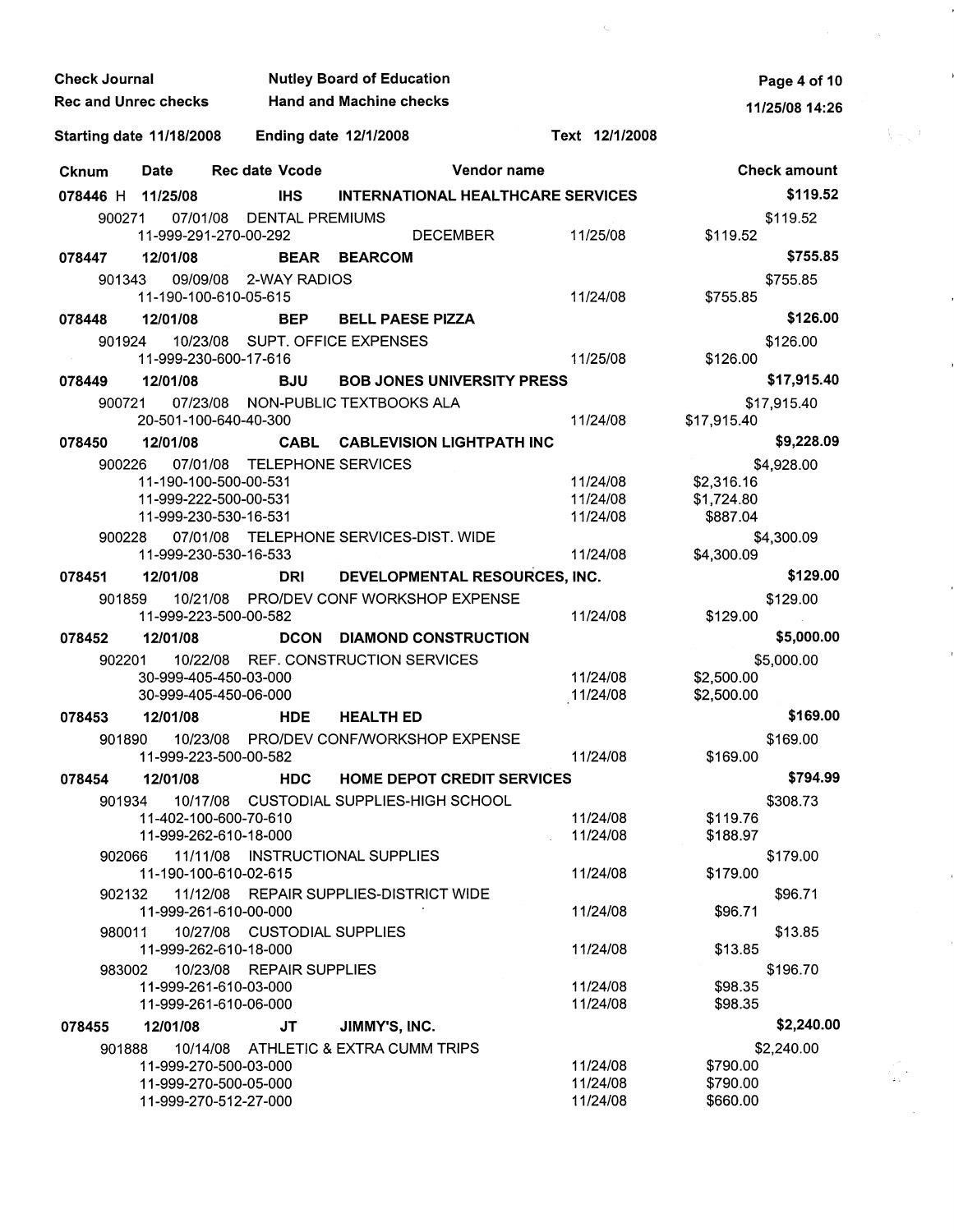Check Journal — Nutley Board of Education
Rec and Unrec checks — Hand and Machine checks

Starting date 11/18/2008 — Ending date 12/1/2008 — Text 12/1/2008

| Cknum | Date | Rec date | Vcode | Vendor name | | | Check amount |
|---|---|---|---|---|---|---|---|
| **078446 H** | **11/25/08** | | **IHS** | **INTERNATIONAL HEALTHCARE SERVICES** | | | **$119.52** |
| 900271 | 07/01/08 | | | DENTAL PREMIUMS | | | $119.52 |
| | 11-999-291-270-00-292 | | | DECEMBER | 11/25/08 | $119.52 | |
| **078447** | **12/01/08** | | **BEAR** | **BEARCOM** | | | **$755.85** |
| 901343 | 09/09/08 | | | 2-WAY RADIOS | | | $755.85 |
| | 11-190-100-610-05-615 | | | | 11/24/08 | $755.85 | |
| **078448** | **12/01/08** | | **BEP** | **BELL PAESE PIZZA** | | | **$126.00** |
| 901924 | 10/23/08 | | | SUPT. OFFICE EXPENSES | | | $126.00 |
| | 11-999-230-600-17-616 | | | | 11/25/08 | $126.00 | |
| **078449** | **12/01/08** | | **BJU** | **BOB JONES UNIVERSITY PRESS** | | | **$17,915.40** |
| 900721 | 07/23/08 | | | NON-PUBLIC TEXTBOOKS ALA | | | $17,915.40 |
| | 20-501-100-640-40-300 | | | | 11/24/08 | $17,915.40 | |
| **078450** | **12/01/08** | | **CABL** | **CABLEVISION LIGHTPATH INC** | | | **$9,228.09** |
| 900226 | 07/01/08 | | | TELEPHONE SERVICES | | | $4,928.00 |
| | 11-190-100-500-00-531 | | | | 11/24/08 | $2,316.16 | |
| | 11-999-222-500-00-531 | | | | 11/24/08 | $1,724.80 | |
| | 11-999-230-530-16-531 | | | | 11/24/08 | $887.04 | |
| 900228 | 07/01/08 | | | TELEPHONE SERVICES-DIST. WIDE | | | $4,300.09 |
| | 11-999-230-530-16-533 | | | | 11/24/08 | $4,300.09 | |
| **078451** | **12/01/08** | | **DRI** | **DEVELOPMENTAL RESOURCES, INC.** | | | **$129.00** |
| 901859 | 10/21/08 | | | PRO/DEV CONF WORKSHOP EXPENSE | | | $129.00 |
| | 11-999-223-500-00-582 | | | | 11/24/08 | $129.00 | |
| **078452** | **12/01/08** | | **DCON** | **DIAMOND CONSTRUCTION** | | | **$5,000.00** |
| 902201 | 10/22/08 | | | REF. CONSTRUCTION SERVICES | | | $5,000.00 |
| | 30-999-405-450-03-000 | | | | 11/24/08 | $2,500.00 | |
| | 30-999-405-450-06-000 | | | | 11/24/08 | $2,500.00 | |
| **078453** | **12/01/08** | | **HDE** | **HEALTH ED** | | | **$169.00** |
| 901890 | 10/23/08 | | | PRO/DEV CONF/WORKSHOP EXPENSE | | | $169.00 |
| | 11-999-223-500-00-582 | | | | 11/24/08 | $169.00 | |
| **078454** | **12/01/08** | | **HDC** | **HOME DEPOT CREDIT SERVICES** | | | **$794.99** |
| 901934 | 10/17/08 | | | CUSTODIAL SUPPLIES-HIGH SCHOOL | | | $308.73 |
| | 11-402-100-600-70-610 | | | | 11/24/08 | $119.76 | |
| | 11-999-262-610-18-000 | | | | 11/24/08 | $188.97 | |
| 902066 | 11/11/08 | | | INSTRUCTIONAL SUPPLIES | | | $179.00 |
| | 11-190-100-610-02-615 | | | | 11/24/08 | $179.00 | |
| 902132 | 11/12/08 | | | REPAIR SUPPLIES-DISTRICT WIDE | | | $96.71 |
| | 11-999-261-610-00-000 | | | | 11/24/08 | $96.71 | |
| 980011 | 10/27/08 | | | CUSTODIAL SUPPLIES | | | $13.85 |
| | 11-999-262-610-18-000 | | | | 11/24/08 | $13.85 | |
| 983002 | 10/23/08 | | | REPAIR SUPPLIES | | | $196.70 |
| | 11-999-261-610-03-000 | | | | 11/24/08 | $98.35 | |
| | 11-999-261-610-06-000 | | | | 11/24/08 | $98.35 | |
| **078455** | **12/01/08** | | **JT** | **JIMMY'S, INC.** | | | **$2,240.00** |
| 901888 | 10/14/08 | | | ATHLETIC & EXTRA CUMM TRIPS | | | $2,240.00 |
| | 11-999-270-500-03-000 | | | | 11/24/08 | $790.00 | |
| | 11-999-270-500-05-000 | | | | 11/24/08 | $790.00 | |
| | 11-999-270-512-27-000 | | | | 11/24/08 | $660.00 | |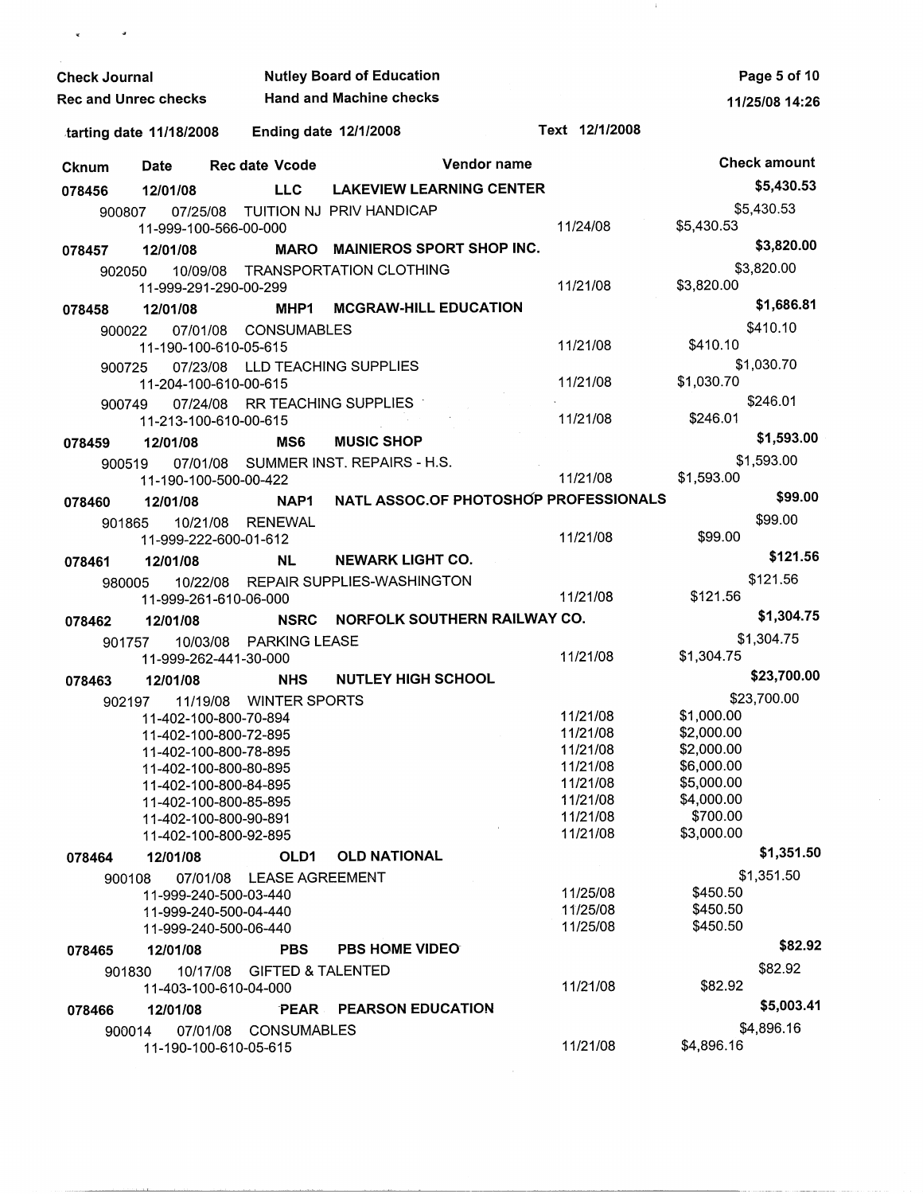Check Journal — Nutley Board of Education
Rec and Unrec checks — Hand and Machine checks

Starting date 11/18/2008 — Ending date 12/1/2008 — Text 12/1/2008

| Cknum | Date | Rec date | Vcode | Vendor name | | Check amount |
|---|---|---|---|---|---|---|
| 078456 | 12/01/08 | | LLC | LAKEVIEW LEARNING CENTER | | $5,430.53 |
| 900807 | 07/25/08 | | | TUITION NJ PRIV HANDICAP | | $5,430.53 |
| | 11-999-100-566-00-000 | | | | 11/24/08 | $5,430.53 |
| 078457 | 12/01/08 | | MARO | MAINIEROS SPORT SHOP INC. | | $3,820.00 |
| 902050 | 10/09/08 | | | TRANSPORTATION CLOTHING | | $3,820.00 |
| | 11-999-291-290-00-299 | | | | 11/21/08 | $3,820.00 |
| 078458 | 12/01/08 | | MHP1 | MCGRAW-HILL EDUCATION | | $1,686.81 |
| 900022 | 07/01/08 | | | CONSUMABLES | | $410.10 |
| | 11-190-100-610-05-615 | | | | 11/21/08 | $410.10 |
| 900725 | 07/23/08 | | | LLD TEACHING SUPPLIES | | $1,030.70 |
| | 11-204-100-610-00-615 | | | | 11/21/08 | $1,030.70 |
| 900749 | 07/24/08 | | | RR TEACHING SUPPLIES | | $246.01 |
| | 11-213-100-610-00-615 | | | | 11/21/08 | $246.01 |
| 078459 | 12/01/08 | | MS6 | MUSIC SHOP | | $1,593.00 |
| 900519 | 07/01/08 | | | SUMMER INST. REPAIRS - H.S. | | $1,593.00 |
| | 11-190-100-500-00-422 | | | | 11/21/08 | $1,593.00 |
| 078460 | 12/01/08 | | NAP1 | NATL ASSOC.OF PHOTOSHOP PROFESSIONALS | | $99.00 |
| 901865 | 10/21/08 | | | RENEWAL | | $99.00 |
| | 11-999-222-600-01-612 | | | | 11/21/08 | $99.00 |
| 078461 | 12/01/08 | | NL | NEWARK LIGHT CO. | | $121.56 |
| 980005 | 10/22/08 | | | REPAIR SUPPLIES-WASHINGTON | | $121.56 |
| | 11-999-261-610-06-000 | | | | 11/21/08 | $121.56 |
| 078462 | 12/01/08 | | NSRC | NORFOLK SOUTHERN RAILWAY CO. | | $1,304.75 |
| 901757 | 10/03/08 | | | PARKING LEASE | | $1,304.75 |
| | 11-999-262-441-30-000 | | | | 11/21/08 | $1,304.75 |
| 078463 | 12/01/08 | | NHS | NUTLEY HIGH SCHOOL | | $23,700.00 |
| 902197 | 11/19/08 | | | WINTER SPORTS | | $23,700.00 |
| | 11-402-100-800-70-894 | | | | 11/21/08 | $1,000.00 |
| | 11-402-100-800-72-895 | | | | 11/21/08 | $2,000.00 |
| | 11-402-100-800-78-895 | | | | 11/21/08 | $2,000.00 |
| | 11-402-100-800-80-895 | | | | 11/21/08 | $6,000.00 |
| | 11-402-100-800-84-895 | | | | 11/21/08 | $5,000.00 |
| | 11-402-100-800-85-895 | | | | 11/21/08 | $4,000.00 |
| | 11-402-100-800-90-891 | | | | 11/21/08 | $700.00 |
| | 11-402-100-800-92-895 | | | | 11/21/08 | $3,000.00 |
| 078464 | 12/01/08 | | OLD1 | OLD NATIONAL | | $1,351.50 |
| 900108 | 07/01/08 | | | LEASE AGREEMENT | | $1,351.50 |
| | 11-999-240-500-03-440 | | | | 11/25/08 | $450.50 |
| | 11-999-240-500-04-440 | | | | 11/25/08 | $450.50 |
| | 11-999-240-500-06-440 | | | | 11/25/08 | $450.50 |
| 078465 | 12/01/08 | | PBS | PBS HOME VIDEO | | $82.92 |
| 901830 | 10/17/08 | | | GIFTED & TALENTED | | $82.92 |
| | 11-403-100-610-04-000 | | | | 11/21/08 | $82.92 |
| 078466 | 12/01/08 | | PEAR | PEARSON EDUCATION | | $5,003.41 |
| 900014 | 07/01/08 | | | CONSUMABLES | | $4,896.16 |
| | 11-190-100-610-05-615 | | | | 11/21/08 | $4,896.16 |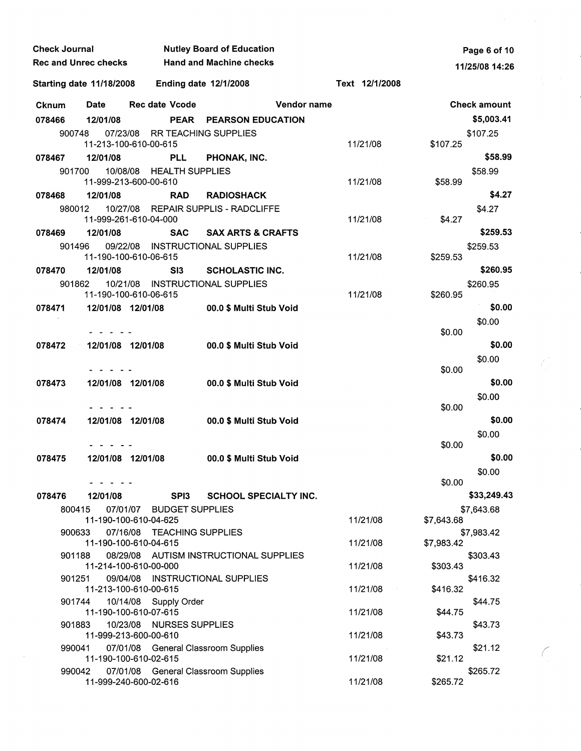**Check Journal** | **Nutley Board of Education**
**Rec and Unrec checks** | **Hand and Machine checks**

**Starting date 11/18/2008** | **Ending date 12/1/2008** | **Text 12/1/2008**

| Cknum | Date | Rec date | Vcode | Vendor name | | | Check amount |
|---|---|---|---|---|---|---|---|
| **078466** | **12/01/08** | | **PEAR** | **PEARSON EDUCATION** | | | **$5,003.41** |
| 900748 | 07/23/08 | | | RR TEACHING SUPPLIES | | | $107.25 |
| | 11-213-100-610-00-615 | | | | 11/21/08 | $107.25 | |
| **078467** | **12/01/08** | | **PLL** | **PHONAK, INC.** | | | **$58.99** |
| 901700 | 10/08/08 | | | HEALTH SUPPLIES | | | $58.99 |
| | 11-999-213-600-00-610 | | | | 11/21/08 | $58.99 | |
| **078468** | **12/01/08** | | **RAD** | **RADIOSHACK** | | | **$4.27** |
| 980012 | 10/27/08 | | | REPAIR SUPPLIS - RADCLIFFE | | | $4.27 |
| | 11-999-261-610-04-000 | | | | 11/21/08 | $4.27 | |
| **078469** | **12/01/08** | | **SAC** | **SAX ARTS & CRAFTS** | | | **$259.53** |
| 901496 | 09/22/08 | | | INSTRUCTIONAL SUPPLIES | | | $259.53 |
| | 11-190-100-610-06-615 | | | | 11/21/08 | $259.53 | |
| **078470** | **12/01/08** | | **SI3** | **SCHOLASTIC INC.** | | | **$260.95** |
| 901862 | 10/21/08 | | | INSTRUCTIONAL SUPPLIES | | | $260.95 |
| | 11-190-100-610-06-615 | | | | 11/21/08 | $260.95 | |
| **078471** | **12/01/08** | **12/01/08** | | **00.0 $ Multi Stub Void** | | | **$0.00** |
| | | | | | | | $0.00 |
| | - - - - - | | | | | $0.00 | |
| **078472** | **12/01/08** | **12/01/08** | | **00.0 $ Multi Stub Void** | | | **$0.00** |
| | | | | | | | $0.00 |
| | - - - - - | | | | | $0.00 | |
| **078473** | **12/01/08** | **12/01/08** | | **00.0 $ Multi Stub Void** | | | **$0.00** |
| | | | | | | | $0.00 |
| | - - - - - | | | | | $0.00 | |
| **078474** | **12/01/08** | **12/01/08** | | **00.0 $ Multi Stub Void** | | | **$0.00** |
| | | | | | | | $0.00 |
| | - - - - - | | | | | $0.00 | |
| **078475** | **12/01/08** | **12/01/08** | | **00.0 $ Multi Stub Void** | | | **$0.00** |
| | | | | | | | $0.00 |
| | - - - - - | | | | | $0.00 | |
| **078476** | **12/01/08** | | **SPI3** | **SCHOOL SPECIALTY INC.** | | | **$33,249.43** |
| 800415 | 07/01/07 | | | BUDGET SUPPLIES | | | $7,643.68 |
| | 11-190-100-610-04-625 | | | | 11/21/08 | $7,643.68 | |
| 900633 | 07/16/08 | | | TEACHING SUPPLIES | | | $7,983.42 |
| | 11-190-100-610-04-615 | | | | 11/21/08 | $7,983.42 | |
| 901188 | 08/29/08 | | | AUTISM INSTRUCTIONAL SUPPLIES | | | $303.43 |
| | 11-214-100-610-00-000 | | | | 11/21/08 | $303.43 | |
| 901251 | 09/04/08 | | | INSTRUCTIONAL SUPPLIES | | | $416.32 |
| | 11-213-100-610-00-615 | | | | 11/21/08 | $416.32 | |
| 901744 | 10/14/08 | | | Supply Order | | | $44.75 |
| | 11-190-100-610-07-615 | | | | 11/21/08 | $44.75 | |
| 901883 | 10/23/08 | | | NURSES SUPPLIES | | | $43.73 |
| | 11-999-213-600-00-610 | | | | 11/21/08 | $43.73 | |
| 990041 | 07/01/08 | | | General Classroom Supplies | | | $21.12 |
| | 11-190-100-610-02-615 | | | | 11/21/08 | $21.12 | |
| 990042 | 07/01/08 | | | General Classroom Supplies | | | $265.72 |
| | 11-999-240-600-02-616 | | | | 11/21/08 | $265.72 | |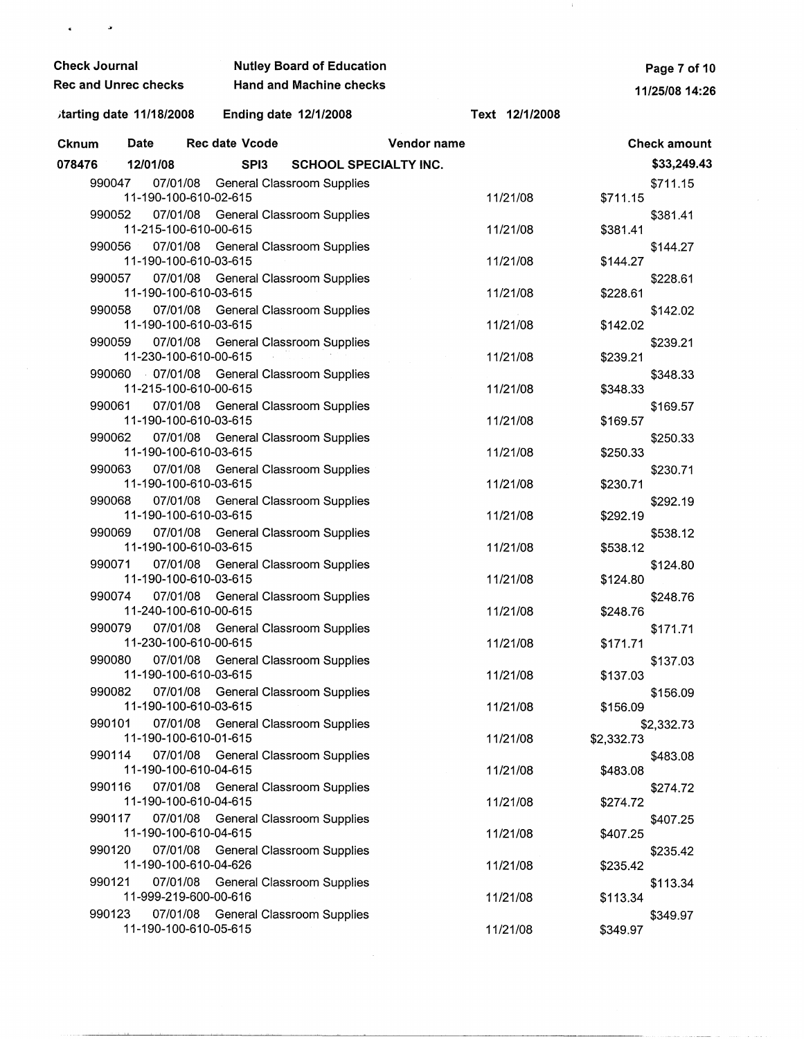**Check Journal** **Nutley Board of Education**
**Rec and Unrec checks** **Hand and Machine checks**

**Starting date 11/18/2008** **Ending date 12/1/2008** **Text 12/1/2008**

| Cknum | Date | Rec date Vcode | Vendor name | | | Check amount |
|---|---|---|---|---|---|---|
| **078476** | **12/01/08** | **SPI3** | **SCHOOL SPECIALTY INC.** | | | **$33,249.43** |
| 990047 | 07/01/08 | | General Classroom Supplies | | | $711.15 |
| | 11-190-100-610-02-615 | | | 11/21/08 | $711.15 | |
| 990052 | 07/01/08 | | General Classroom Supplies | | | $381.41 |
| | 11-215-100-610-00-615 | | | 11/21/08 | $381.41 | |
| 990056 | 07/01/08 | | General Classroom Supplies | | | $144.27 |
| | 11-190-100-610-03-615 | | | 11/21/08 | $144.27 | |
| 990057 | 07/01/08 | | General Classroom Supplies | | | $228.61 |
| | 11-190-100-610-03-615 | | | 11/21/08 | $228.61 | |
| 990058 | 07/01/08 | | General Classroom Supplies | | | $142.02 |
| | 11-190-100-610-03-615 | | | 11/21/08 | $142.02 | |
| 990059 | 07/01/08 | | General Classroom Supplies | | | $239.21 |
| | 11-230-100-610-00-615 | | | 11/21/08 | $239.21 | |
| 990060 | 07/01/08 | | General Classroom Supplies | | | $348.33 |
| | 11-215-100-610-00-615 | | | 11/21/08 | $348.33 | |
| 990061 | 07/01/08 | | General Classroom Supplies | | | $169.57 |
| | 11-190-100-610-03-615 | | | 11/21/08 | $169.57 | |
| 990062 | 07/01/08 | | General Classroom Supplies | | | $250.33 |
| | 11-190-100-610-03-615 | | | 11/21/08 | $250.33 | |
| 990063 | 07/01/08 | | General Classroom Supplies | | | $230.71 |
| | 11-190-100-610-03-615 | | | 11/21/08 | $230.71 | |
| 990068 | 07/01/08 | | General Classroom Supplies | | | $292.19 |
| | 11-190-100-610-03-615 | | | 11/21/08 | $292.19 | |
| 990069 | 07/01/08 | | General Classroom Supplies | | | $538.12 |
| | 11-190-100-610-03-615 | | | 11/21/08 | $538.12 | |
| 990071 | 07/01/08 | | General Classroom Supplies | | | $124.80 |
| | 11-190-100-610-03-615 | | | 11/21/08 | $124.80 | |
| 990074 | 07/01/08 | | General Classroom Supplies | | | $248.76 |
| | 11-240-100-610-00-615 | | | 11/21/08 | $248.76 | |
| 990079 | 07/01/08 | | General Classroom Supplies | | | $171.71 |
| | 11-230-100-610-00-615 | | | 11/21/08 | $171.71 | |
| 990080 | 07/01/08 | | General Classroom Supplies | | | $137.03 |
| | 11-190-100-610-03-615 | | | 11/21/08 | $137.03 | |
| 990082 | 07/01/08 | | General Classroom Supplies | | | $156.09 |
| | 11-190-100-610-03-615 | | | 11/21/08 | $156.09 | |
| 990101 | 07/01/08 | | General Classroom Supplies | | | $2,332.73 |
| | 11-190-100-610-01-615 | | | 11/21/08 | $2,332.73 | |
| 990114 | 07/01/08 | | General Classroom Supplies | | | $483.08 |
| | 11-190-100-610-04-615 | | | 11/21/08 | $483.08 | |
| 990116 | 07/01/08 | | General Classroom Supplies | | | $274.72 |
| | 11-190-100-610-04-615 | | | 11/21/08 | $274.72 | |
| 990117 | 07/01/08 | | General Classroom Supplies | | | $407.25 |
| | 11-190-100-610-04-615 | | | 11/21/08 | $407.25 | |
| 990120 | 07/01/08 | | General Classroom Supplies | | | $235.42 |
| | 11-190-100-610-04-626 | | | 11/21/08 | $235.42 | |
| 990121 | 07/01/08 | | General Classroom Supplies | | | $113.34 |
| | 11-999-219-600-00-616 | | | 11/21/08 | $113.34 | |
| 990123 | 07/01/08 | | General Classroom Supplies | | | $349.97 |
| | 11-190-100-610-05-615 | | | 11/21/08 | $349.97 | |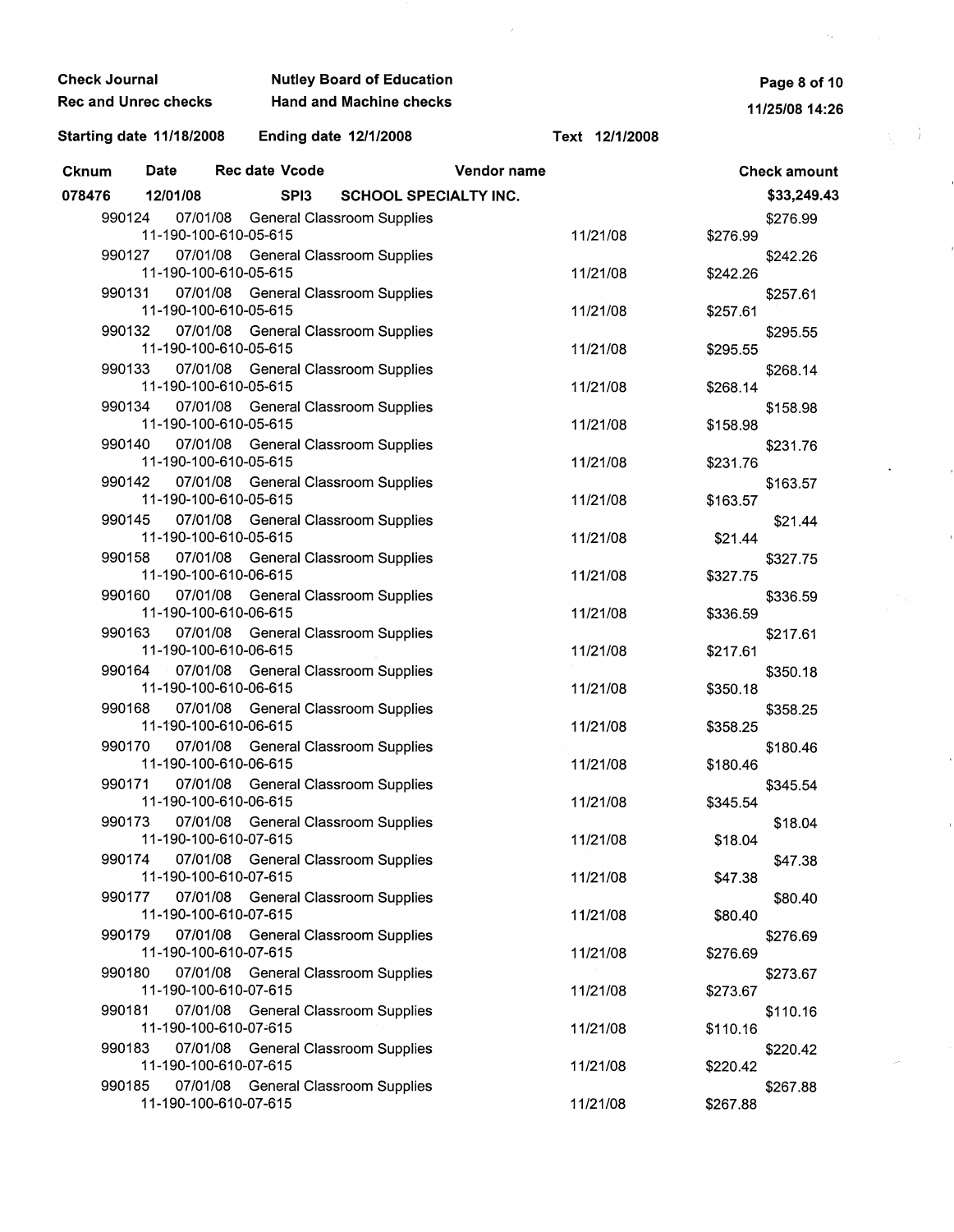**Check Journal** | **Nutley Board of Education**
**Rec and Unrec checks** | **Hand and Machine checks**

**Starting date 11/18/2008** | **Ending date 12/1/2008** | **Text 12/1/2008**

| Cknum | Date | Rec date | Vcode | Vendor name | | | Check amount |
|---|---|---|---|---|---|---|---|
| **078476** | **12/01/08** | | **SPI3** | **SCHOOL SPECIALTY INC.** | | | **$33,249.43** |
| 990124 | 07/01/08 | | | General Classroom Supplies | | | $276.99 |
| | 11-190-100-610-05-615 | | | | 11/21/08 | $276.99 | |
| 990127 | 07/01/08 | | | General Classroom Supplies | | | $242.26 |
| | 11-190-100-610-05-615 | | | | 11/21/08 | $242.26 | |
| 990131 | 07/01/08 | | | General Classroom Supplies | | | $257.61 |
| | 11-190-100-610-05-615 | | | | 11/21/08 | $257.61 | |
| 990132 | 07/01/08 | | | General Classroom Supplies | | | $295.55 |
| | 11-190-100-610-05-615 | | | | 11/21/08 | $295.55 | |
| 990133 | 07/01/08 | | | General Classroom Supplies | | | $268.14 |
| | 11-190-100-610-05-615 | | | | 11/21/08 | $268.14 | |
| 990134 | 07/01/08 | | | General Classroom Supplies | | | $158.98 |
| | 11-190-100-610-05-615 | | | | 11/21/08 | $158.98 | |
| 990140 | 07/01/08 | | | General Classroom Supplies | | | $231.76 |
| | 11-190-100-610-05-615 | | | | 11/21/08 | $231.76 | |
| 990142 | 07/01/08 | | | General Classroom Supplies | | | $163.57 |
| | 11-190-100-610-05-615 | | | | 11/21/08 | $163.57 | |
| 990145 | 07/01/08 | | | General Classroom Supplies | | | $21.44 |
| | 11-190-100-610-05-615 | | | | 11/21/08 | $21.44 | |
| 990158 | 07/01/08 | | | General Classroom Supplies | | | $327.75 |
| | 11-190-100-610-06-615 | | | | 11/21/08 | $327.75 | |
| 990160 | 07/01/08 | | | General Classroom Supplies | | | $336.59 |
| | 11-190-100-610-06-615 | | | | 11/21/08 | $336.59 | |
| 990163 | 07/01/08 | | | General Classroom Supplies | | | $217.61 |
| | 11-190-100-610-06-615 | | | | 11/21/08 | $217.61 | |
| 990164 | 07/01/08 | | | General Classroom Supplies | | | $350.18 |
| | 11-190-100-610-06-615 | | | | 11/21/08 | $350.18 | |
| 990168 | 07/01/08 | | | General Classroom Supplies | | | $358.25 |
| | 11-190-100-610-06-615 | | | | 11/21/08 | $358.25 | |
| 990170 | 07/01/08 | | | General Classroom Supplies | | | $180.46 |
| | 11-190-100-610-06-615 | | | | 11/21/08 | $180.46 | |
| 990171 | 07/01/08 | | | General Classroom Supplies | | | $345.54 |
| | 11-190-100-610-06-615 | | | | 11/21/08 | $345.54 | |
| 990173 | 07/01/08 | | | General Classroom Supplies | | | $18.04 |
| | 11-190-100-610-07-615 | | | | 11/21/08 | $18.04 | |
| 990174 | 07/01/08 | | | General Classroom Supplies | | | $47.38 |
| | 11-190-100-610-07-615 | | | | 11/21/08 | $47.38 | |
| 990177 | 07/01/08 | | | General Classroom Supplies | | | $80.40 |
| | 11-190-100-610-07-615 | | | | 11/21/08 | $80.40 | |
| 990179 | 07/01/08 | | | General Classroom Supplies | | | $276.69 |
| | 11-190-100-610-07-615 | | | | 11/21/08 | $276.69 | |
| 990180 | 07/01/08 | | | General Classroom Supplies | | | $273.67 |
| | 11-190-100-610-07-615 | | | | 11/21/08 | $273.67 | |
| 990181 | 07/01/08 | | | General Classroom Supplies | | | $110.16 |
| | 11-190-100-610-07-615 | | | | 11/21/08 | $110.16 | |
| 990183 | 07/01/08 | | | General Classroom Supplies | | | $220.42 |
| | 11-190-100-610-07-615 | | | | 11/21/08 | $220.42 | |
| 990185 | 07/01/08 | | | General Classroom Supplies | | | $267.88 |
| | 11-190-100-610-07-615 | | | | 11/21/08 | $267.88 | |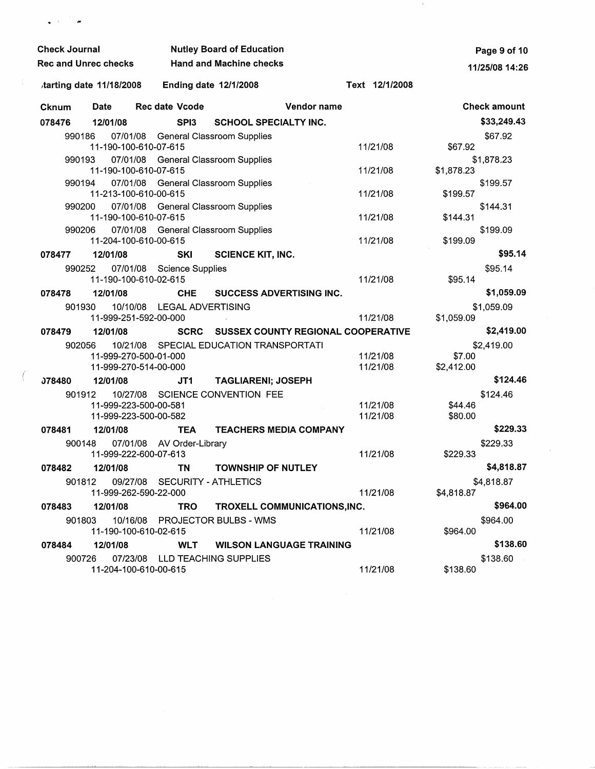**Check Journal** | **Nutley Board of Education**
**Rec and Unrec checks** | **Hand and Machine checks**

Starting date 11/18/2008 | Ending date 12/1/2008 | Text 12/1/2008

| Cknum | Date | Rec date | Vcode | Vendor name | | | Check amount |
|---|---|---|---|---|---|---|---|
| **078476** | **12/01/08** | | **SPI3** | **SCHOOL SPECIALTY INC.** | | | **$33,249.43** |
| 990186 | 07/01/08 | | | General Classroom Supplies | | | $67.92 |
| | 11-190-100-610-07-615 | | | | 11/21/08 | $67.92 | |
| 990193 | 07/01/08 | | | General Classroom Supplies | | | $1,878.23 |
| | 11-190-100-610-07-615 | | | | 11/21/08 | $1,878.23 | |
| 990194 | 07/01/08 | | | General Classroom Supplies | | | $199.57 |
| | 11-213-100-610-00-615 | | | | 11/21/08 | $199.57 | |
| 990200 | 07/01/08 | | | General Classroom Supplies | | | $144.31 |
| | 11-190-100-610-07-615 | | | | 11/21/08 | $144.31 | |
| 990206 | 07/01/08 | | | General Classroom Supplies | | | $199.09 |
| | 11-204-100-610-00-615 | | | | 11/21/08 | $199.09 | |
| **078477** | **12/01/08** | | **SKI** | **SCIENCE KIT, INC.** | | | **$95.14** |
| 990252 | 07/01/08 | | | Science Supplies | | | $95.14 |
| | 11-190-100-610-02-615 | | | | 11/21/08 | $95.14 | |
| **078478** | **12/01/08** | | **CHE** | **SUCCESS ADVERTISING INC.** | | | **$1,059.09** |
| 901930 | 10/10/08 | | | LEGAL ADVERTISING | | | $1,059.09 |
| | 11-999-251-592-00-000 | | | | 11/21/08 | $1,059.09 | |
| **078479** | **12/01/08** | | **SCRC** | **SUSSEX COUNTY REGIONAL COOPERATIVE** | | | **$2,419.00** |
| 902056 | 10/21/08 | | | SPECIAL EDUCATION TRANSPORTATI | | | $2,419.00 |
| | 11-999-270-500-01-000 | | | | 11/21/08 | $7.00 | |
| | 11-999-270-514-00-000 | | | | 11/21/08 | $2,412.00 | |
| **078480** | **12/01/08** | | **JT1** | **TAGLIARENI; JOSEPH** | | | **$124.46** |
| 901912 | 10/27/08 | | | SCIENCE CONVENTION FEE | | | $124.46 |
| | 11-999-223-500-00-581 | | | | 11/21/08 | $44.46 | |
| | 11-999-223-500-00-582 | | | | 11/21/08 | $80.00 | |
| **078481** | **12/01/08** | | **TEA** | **TEACHERS MEDIA COMPANY** | | | **$229.33** |
| 900148 | 07/01/08 | | | AV Order-Library | | | $229.33 |
| | 11-999-222-600-07-613 | | | | 11/21/08 | $229.33 | |
| **078482** | **12/01/08** | | **TN** | **TOWNSHIP OF NUTLEY** | | | **$4,818.87** |
| 901812 | 09/27/08 | | | SECURITY - ATHLETICS | | | $4,818.87 |
| | 11-999-262-590-22-000 | | | | 11/21/08 | $4,818.87 | |
| **078483** | **12/01/08** | | **TRO** | **TROXELL COMMUNICATIONS,INC.** | | | **$964.00** |
| 901803 | 10/16/08 | | | PROJECTOR BULBS - WMS | | | $964.00 |
| | 11-190-100-610-02-615 | | | | 11/21/08 | $964.00 | |
| **078484** | **12/01/08** | | **WLT** | **WILSON LANGUAGE TRAINING** | | | **$138.60** |
| 900726 | 07/23/08 | | | LLD TEACHING SUPPLIES | | | $138.60 |
| | 11-204-100-610-00-615 | | | | 11/21/08 | $138.60 | |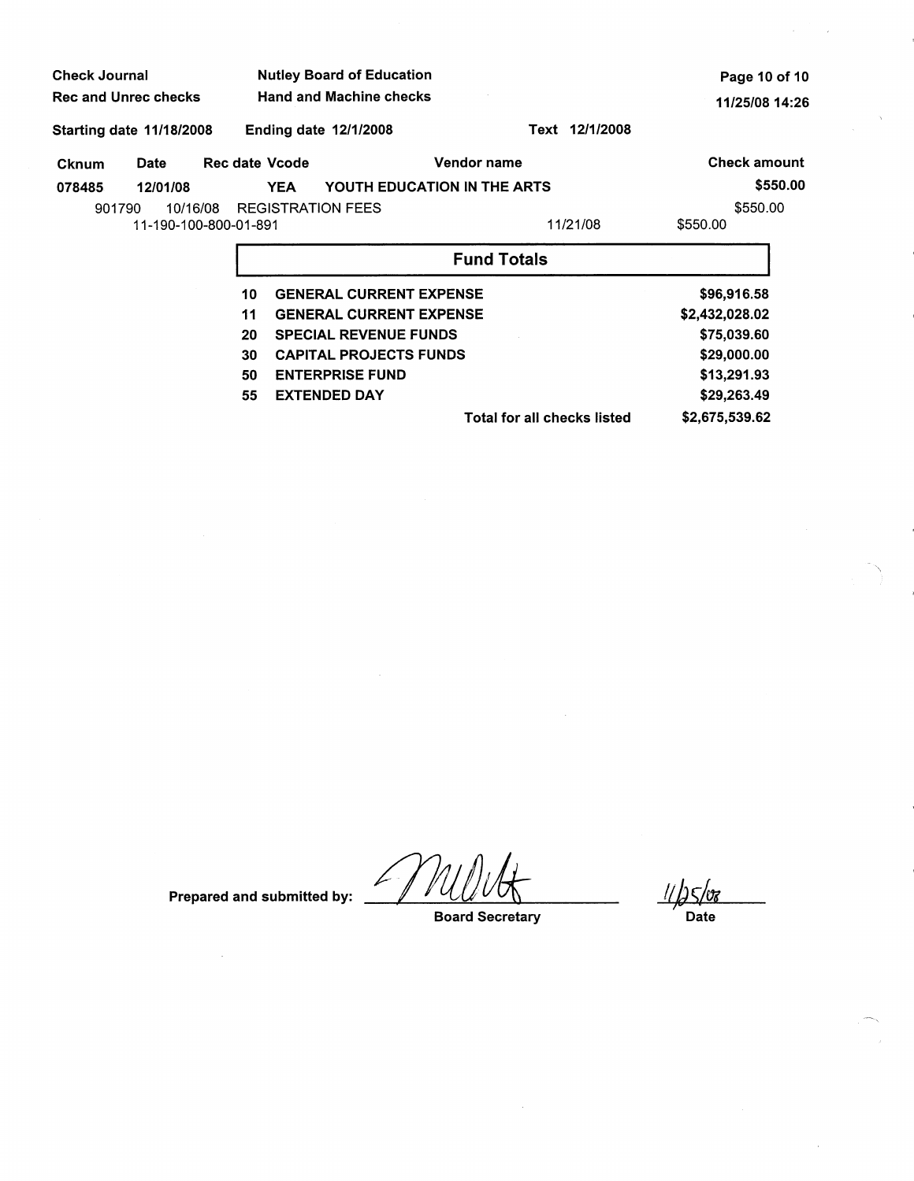Check Journal — Nutley Board of Education
Rec and Unrec checks — Hand and Machine checks

Starting date 11/18/2008 — Ending date 12/1/2008 — Text 12/1/2008

| Cknum | Date | Rec date | Vcode | Vendor name | | Check amount |
|---|---|---|---|---|---|---|
| 078485 | 12/01/08 | | YEA | YOUTH EDUCATION IN THE ARTS | | $550.00 |
| 901790 | 10/16/08 | | | REGISTRATION FEES | | $550.00 |
| 11-190-100-800-01-891 | | | | | 11/21/08 | $550.00 |

## Fund Totals

| | | |
|---|---|---|
| 10 | GENERAL CURRENT EXPENSE | $96,916.58 |
| 11 | GENERAL CURRENT EXPENSE | $2,432,028.02 |
| 20 | SPECIAL REVENUE FUNDS | $75,039.60 |
| 30 | CAPITAL PROJECTS FUNDS | $29,000.00 |
| 50 | ENTERPRISE FUND | $13,291.93 |
| 55 | EXTENDED DAY | $29,263.49 |
| | Total for all checks listed | $2,675,539.62 |

Prepared and submitted by: _______________ Board Secretary

11/25/08 Date